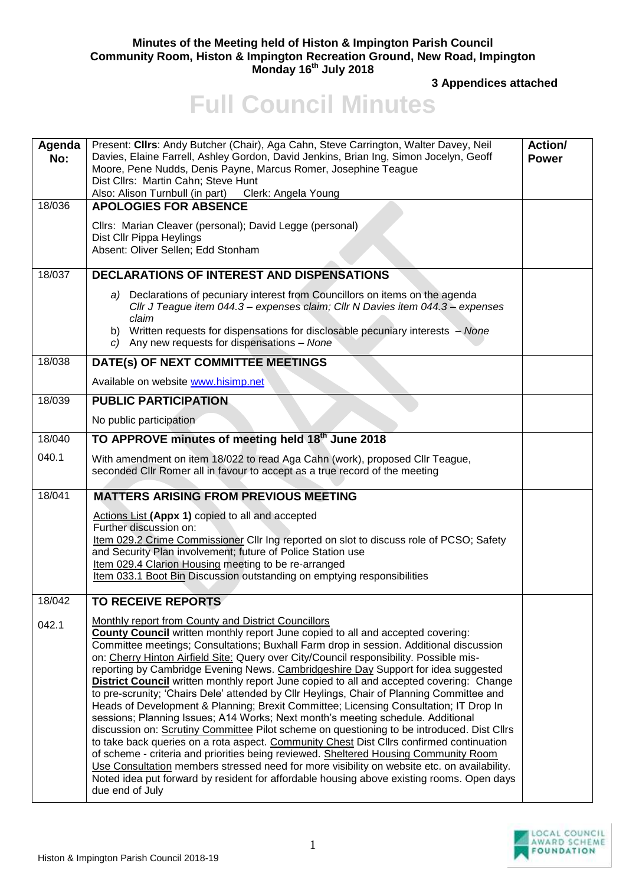**Minutes of the Meeting held of Histon & Impington Parish Council**
**Community Room, Histon & Impington Recreation Ground, New Road, Impington**
**Monday 16th July 2018**

**3 Appendices attached**

# Full Council Minutes

| Agenda No: | Present: **Cllrs**: Andy Butcher (Chair), Aga Cahn, Steve Carrington, Walter Davey, Neil Davies, Elaine Farrell, Ashley Gordon, David Jenkins, Brian Ing, Simon Jocelyn, Geoff Moore, Pene Nudds, Denis Payne, Marcus Romer, Josephine Teague<br>Dist Cllrs: Martin Cahn; Steve Hunt<br>Also: Alison Turnbull (in part) Clerk: Angela Young | **Action/ Power** |
|---|---|---|
| 18/036 | **APOLOGIES FOR ABSENCE**<br><br>Cllrs: Marian Cleaver (personal); David Legge (personal)<br>Dist Cllr Pippa Heylings<br>Absent: Oliver Sellen; Edd Stonham | |
| 18/037 | **DECLARATIONS OF INTEREST AND DISPENSATIONS**<br><br>*a)* Declarations of pecuniary interest from Councillors on items on the agenda *Cllr J Teague item 044.3 – expenses claim; Cllr N Davies item 044.3 – expenses claim*<br>b) Written requests for dispensations for disclosable pecuniary interests – *None*<br>*c)* Any new requests for dispensations – *None* | |
| 18/038 | **DATE(s) OF NEXT COMMITTEE MEETINGS**<br><br>Available on website www.hisimp.net | |
| 18/039 | **PUBLIC PARTICIPATION**<br><br>No public participation | |
| 18/040 | **TO APPROVE minutes of meeting held 18th June 2018** | |
| 040.1 | With amendment on item 18/022 to read Aga Cahn (work), proposed Cllr Teague, seconded Cllr Romer all in favour to accept as a true record of the meeting | |
| 18/041 | **MATTERS ARISING FROM PREVIOUS MEETING**<br><br>Actions List **(Appx 1)** copied to all and accepted<br>Further discussion on:<br>Item 029.2 Crime Commissioner Cllr Ing reported on slot to discuss role of PCSO; Safety and Security Plan involvement; future of Police Station use<br>Item 029.4 Clarion Housing meeting to be re-arranged<br>Item 033.1 Boot Bin Discussion outstanding on emptying responsibilities | |
| 18/042 | **TO RECEIVE REPORTS** | |
| 042.1 | Monthly report from County and District Councillors<br>**County Council** written monthly report June copied to all and accepted covering: Committee meetings; Consultations; Buxhall Farm drop in session. Additional discussion on: Cherry Hinton Airfield Site: Query over City/Council responsibility. Possible mis-reporting by Cambridge Evening News. Cambridgeshire Day Support for idea suggested<br>**District Council** written monthly report June copied to all and accepted covering: Change to pre-scrunity; 'Chairs Dele' attended by Cllr Heylings, Chair of Planning Committee and Heads of Development & Planning; Brexit Committee; Licensing Consultation; IT Drop In sessions; Planning Issues; A14 Works; Next month's meeting schedule. Additional discussion on: Scrutiny Committee Pilot scheme on questioning to be introduced. Dist Cllrs to take back queries on a rota aspect. Community Chest Dist Cllrs confirmed continuation of scheme - criteria and priorities being reviewed. Sheltered Housing Community Room Use Consultation members stressed need for more visibility on website etc. on availability. Noted idea put forward by resident for affordable housing above existing rooms. Open days due end of July | |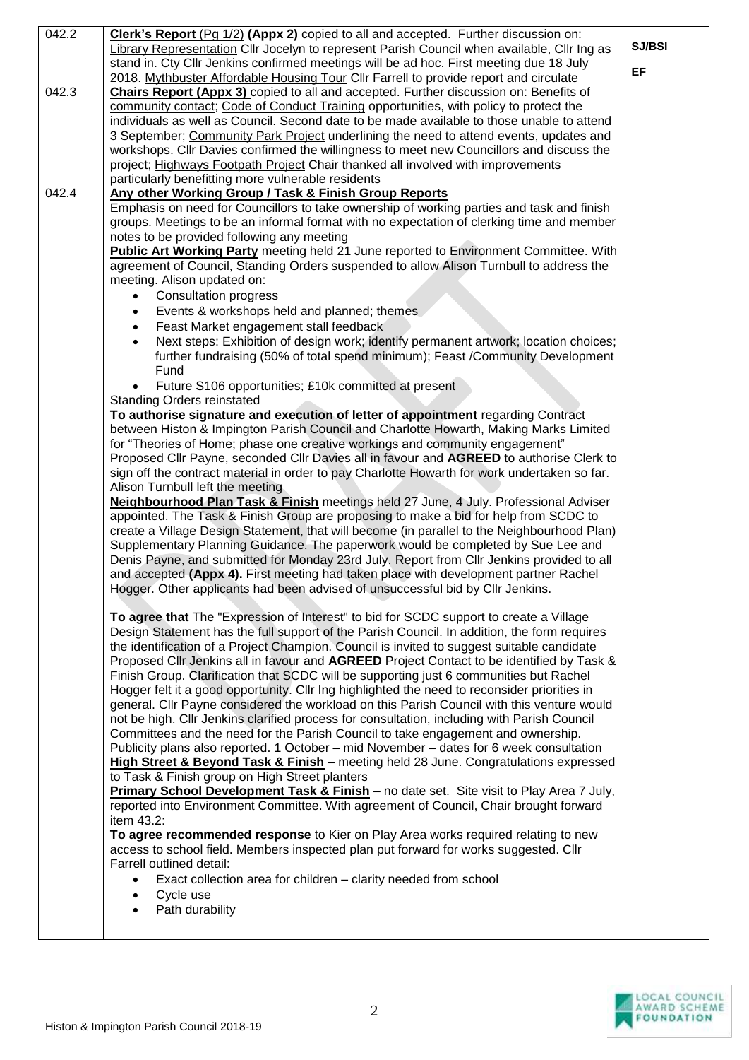| | | |
|---|---|---|
| 042.2 | **Clerk's Report** (Pg 1/2) **(Appx 2)** copied to all and accepted. Further discussion on: Library Representation Cllr Jocelyn to represent Parish Council when available, Cllr Ing as stand in. Cty Cllr Jenkins confirmed meetings will be ad hoc. First meeting due 18 July 2018. Mythbuster Affordable Housing Tour Cllr Farrell to provide report and circulate | SJ/BSI<br><br>EF |
| 042.3 | **Chairs Report (Appx 3)** copied to all and accepted. Further discussion on: Benefits of community contact; Code of Conduct Training opportunities, with policy to protect the individuals as well as Council. Second date to be made available to those unable to attend 3 September; Community Park Project underlining the need to attend events, updates and workshops. Cllr Davies confirmed the willingness to meet new Councillors and discuss the project; Highways Footpath Project Chair thanked all involved with improvements particularly benefitting more vulnerable residents | |
| 042.4 | **Any other Working Group / Task & Finish Group Reports**<br>Emphasis on need for Councillors to take ownership of working parties and task and finish groups. Meetings to be an informal format with no expectation of clerking time and member notes to be provided following any meeting<br>**Public Art Working Party** meeting held 21 June reported to Environment Committee. With agreement of Council, Standing Orders suspended to allow Alison Turnbull to address the meeting. Alison updated on:<br>• Consultation progress<br>• Events & workshops held and planned; themes<br>• Feast Market engagement stall feedback<br>• Next steps: Exhibition of design work; identify permanent artwork; location choices; further fundraising (50% of total spend minimum); Feast /Community Development Fund<br>• Future S106 opportunities; £10k committed at present<br>Standing Orders reinstated<br>**To authorise signature and execution of letter of appointment** regarding Contract between Histon & Impington Parish Council and Charlotte Howarth, Making Marks Limited for "Theories of Home; phase one creative workings and community engagement" Proposed Cllr Payne, seconded Cllr Davies all in favour and **AGREED** to authorise Clerk to sign off the contract material in order to pay Charlotte Howarth for work undertaken so far. Alison Turnbull left the meeting<br>**Neighbourhood Plan Task & Finish** meetings held 27 June, 4 July. Professional Adviser appointed. The Task & Finish Group are proposing to make a bid for help from SCDC to create a Village Design Statement, that will become (in parallel to the Neighbourhood Plan) Supplementary Planning Guidance. The paperwork would be completed by Sue Lee and Denis Payne, and submitted for Monday 23rd July. Report from Cllr Jenkins provided to all and accepted **(Appx 4).** First meeting had taken place with development partner Rachel Hogger. Other applicants had been advised of unsuccessful bid by Cllr Jenkins.<br><br>**To agree that** The "Expression of Interest" to bid for SCDC support to create a Village Design Statement has the full support of the Parish Council. In addition, the form requires the identification of a Project Champion. Council is invited to suggest suitable candidate Proposed Cllr Jenkins all in favour and **AGREED** Project Contact to be identified by Task & Finish Group. Clarification that SCDC will be supporting just 6 communities but Rachel Hogger felt it a good opportunity. Cllr Ing highlighted the need to reconsider priorities in general. Cllr Payne considered the workload on this Parish Council with this venture would not be high. Cllr Jenkins clarified process for consultation, including with Parish Council Committees and the need for the Parish Council to take engagement and ownership. Publicity plans also reported. 1 October – mid November – dates for 6 week consultation<br>**High Street & Beyond Task & Finish** – meeting held 28 June. Congratulations expressed to Task & Finish group on High Street planters<br>**Primary School Development Task & Finish** – no date set. Site visit to Play Area 7 July, reported into Environment Committee. With agreement of Council, Chair brought forward item 43.2:<br>**To agree recommended response** to Kier on Play Area works required relating to new access to school field. Members inspected plan put forward for works suggested. Cllr Farrell outlined detail:<br>• Exact collection area for children – clarity needed from school<br>• Cycle use<br>• Path durability | |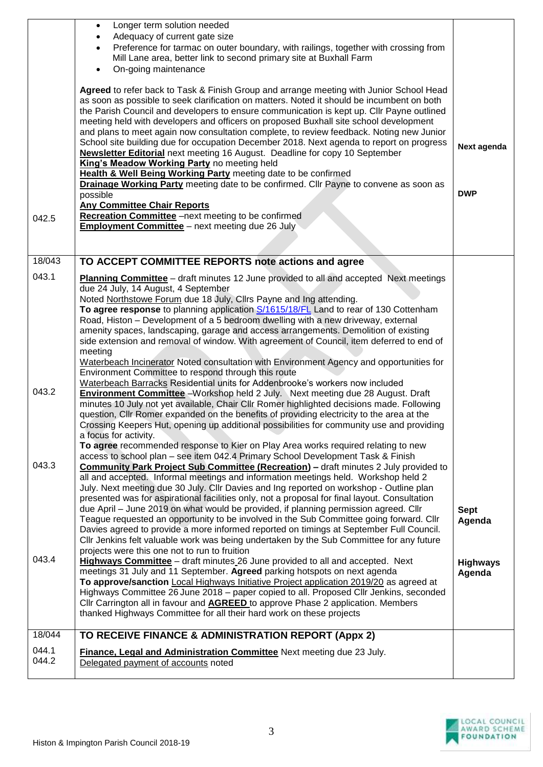| | | |
|---|---|---|
| 042.5 | • Longer term solution needed<br>• Adequacy of current gate size<br>• Preference for tarmac on outer boundary, with railings, together with crossing from Mill Lane area, better link to second primary site at Buxhall Farm<br>• On-going maintenance<br><br>**Agreed** to refer back to Task & Finish Group and arrange meeting with Junior School Head as soon as possible to seek clarification on matters. Noted it should be incumbent on both the Parish Council and developers to ensure communication is kept up. Cllr Payne outlined meeting held with developers and officers on proposed Buxhall site school development and plans to meet again now consultation complete, to review feedback. Noting new Junior School site building due for occupation December 2018. Next agenda to report on progress<br>**Newsletter Editorial** next meeting 16 August. Deadline for copy 10 September<br>**King's Meadow Working Party** no meeting held<br>**Health & Well Being Working Party** meeting date to be confirmed<br>**Drainage Working Party** meeting date to be confirmed. Cllr Payne to convene as soon as possible<br>**Any Committee Chair Reports**<br>**Recreation Committee** –next meeting to be confirmed<br>**Employment Committee** – next meeting due 26 July | **Next agenda**<br><br>**DWP** |
| 18/043 | **TO ACCEPT COMMITTEE REPORTS note actions and agree** | |
| 043.1 | **Planning Committee** – draft minutes 12 June provided to all and accepted Next meetings due 24 July, 14 August, 4 September<br>Noted Northstowe Forum due 18 July, Cllrs Payne and Ing attending.<br>**To agree response** to planning application S/1615/18/FL Land to rear of 130 Cottenham Road, Histon – Development of a 5 bedroom dwelling with a new driveway, external amenity spaces, landscaping, garage and access arrangements. Demolition of existing side extension and removal of window. With agreement of Council, item deferred to end of meeting<br>Waterbeach Incinerator Noted consultation with Environment Agency and opportunities for Environment Committee to respond through this route<br>Waterbeach Barracks Residential units for Addenbrooke's workers now included | |
| 043.2 | **Environment Committee** –Workshop held 2 July. Next meeting due 28 August. Draft minutes 10 July not yet available, Chair Cllr Romer highlighted decisions made. Following question, Cllr Romer expanded on the benefits of providing electricity to the area at the Crossing Keepers Hut, opening up additional possibilities for community use and providing a focus for activity.<br>**To agree** recommended response to Kier on Play Area works required relating to new access to school plan – see item 042.4 Primary School Development Task & Finish | |
| 043.3 | **Community Park Project Sub Committee (Recreation) –** draft minutes 2 July provided to all and accepted. Informal meetings and information meetings held. Workshop held 2 July. Next meeting due 30 July. Cllr Davies and Ing reported on workshop - Outline plan presented was for aspirational facilities only, not a proposal for final layout. Consultation due April – June 2019 on what would be provided, if planning permission agreed. Cllr Teague requested an opportunity to be involved in the Sub Committee going forward. Cllr Davies agreed to provide a more informed reported on timings at September Full Council. Cllr Jenkins felt valuable work was being undertaken by the Sub Committee for any future projects were this one not to run to fruition | **Sept Agenda** |
| 043.4 | **Highways Committee** – draft minutes 26 June provided to all and accepted. Next meetings 31 July and 11 September. **Agreed** parking hotspots on next agenda<br>**To approve/sanction** Local Highways Initiative Project application 2019/20 as agreed at Highways Committee 26 June 2018 – paper copied to all. Proposed Cllr Jenkins, seconded Cllr Carrington all in favour and **AGREED** to approve Phase 2 application. Members thanked Highways Committee for all their hard work on these projects | **Highways Agenda** |
| 18/044 | **TO RECEIVE FINANCE & ADMINISTRATION REPORT (Appx 2)** | |
| 044.1<br>044.2 | **Finance, Legal and Administration Committee** Next meeting due 23 July.<br>Delegated payment of accounts noted | |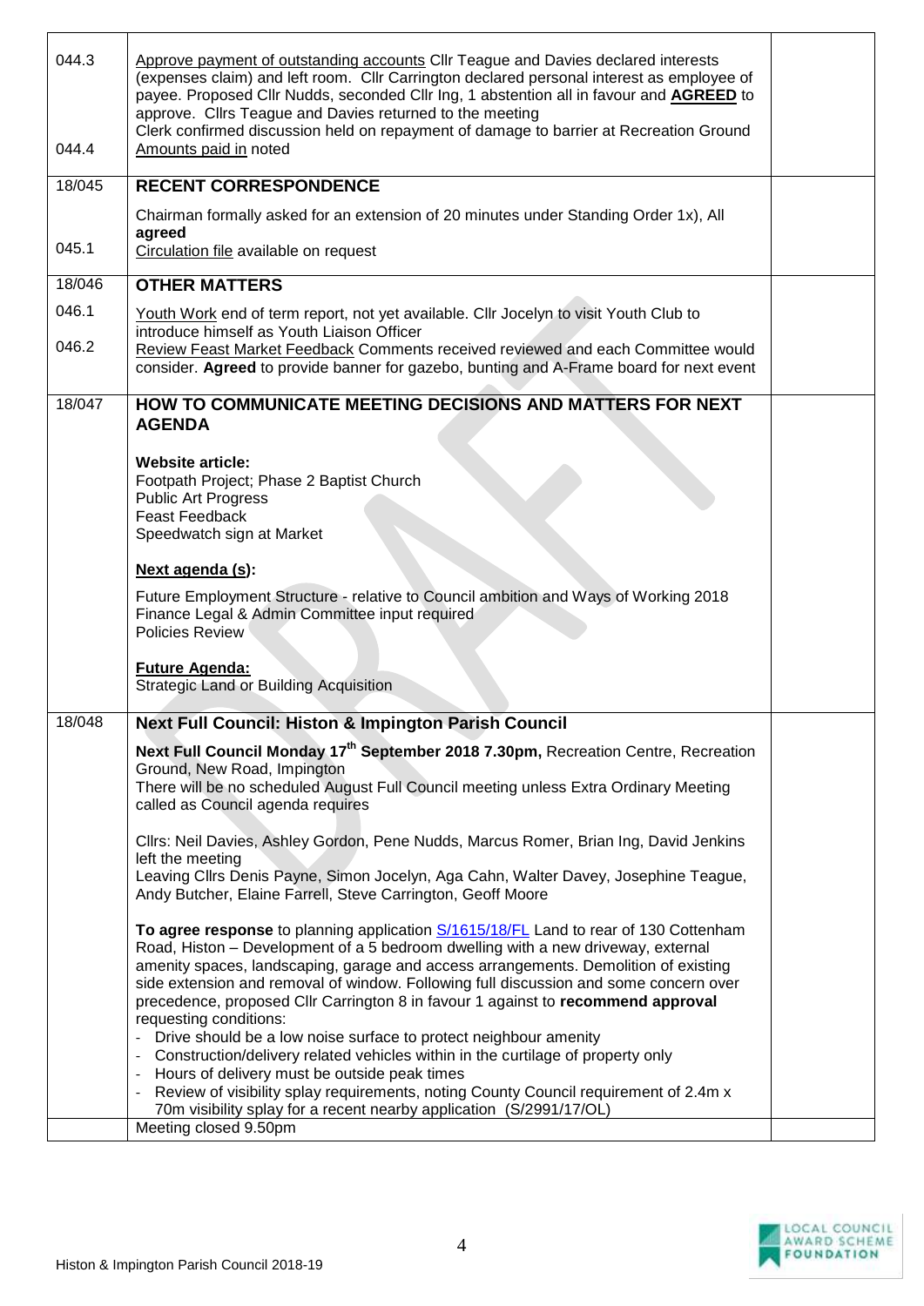| | | |
|---|---|---|
| 044.3<br><br><br><br><br>044.4 | Approve payment of outstanding accounts Cllr Teague and Davies declared interests (expenses claim) and left room. Cllr Carrington declared personal interest as employee of payee. Proposed Cllr Nudds, seconded Cllr Ing, 1 abstention all in favour and **AGREED** to approve. Cllrs Teague and Davies returned to the meeting<br>Clerk confirmed discussion held on repayment of damage to barrier at Recreation Ground<br>Amounts paid in noted | |
| 18/045<br><br><br>045.1 | **RECENT CORRESPONDENCE**<br><br>Chairman formally asked for an extension of 20 minutes under Standing Order 1x), All **agreed**<br>Circulation file available on request | |
| 18/046<br>046.1<br><br>046.2 | **OTHER MATTERS**<br>Youth Work end of term report, not yet available. Cllr Jocelyn to visit Youth Club to introduce himself as Youth Liaison Officer<br>Review Feast Market Feedback Comments received reviewed and each Committee would consider. **Agreed** to provide banner for gazebo, bunting and A-Frame board for next event | |
| 18/047 | **HOW TO COMMUNICATE MEETING DECISIONS AND MATTERS FOR NEXT AGENDA**<br><br>**Website article:**<br>Footpath Project; Phase 2 Baptist Church<br>Public Art Progress<br>Feast Feedback<br>Speedwatch sign at Market<br><br>**Next agenda (s):**<br><br>Future Employment Structure - relative to Council ambition and Ways of Working 2018<br>Finance Legal & Admin Committee input required<br>Policies Review<br><br>**Future Agenda:**<br>Strategic Land or Building Acquisition | |
| 18/048 | **Next Full Council: Histon & Impington Parish Council**<br><br>**Next Full Council Monday 17th September 2018 7.30pm,** Recreation Centre, Recreation Ground, New Road, Impington<br>There will be no scheduled August Full Council meeting unless Extra Ordinary Meeting called as Council agenda requires<br><br>Cllrs: Neil Davies, Ashley Gordon, Pene Nudds, Marcus Romer, Brian Ing, David Jenkins left the meeting<br>Leaving Cllrs Denis Payne, Simon Jocelyn, Aga Cahn, Walter Davey, Josephine Teague, Andy Butcher, Elaine Farrell, Steve Carrington, Geoff Moore<br><br>**To agree response** to planning application S/1615/18/FL Land to rear of 130 Cottenham Road, Histon – Development of a 5 bedroom dwelling with a new driveway, external amenity spaces, landscaping, garage and access arrangements. Demolition of existing side extension and removal of window. Following full discussion and some concern over precedence, proposed Cllr Carrington 8 in favour 1 against to **recommend approval** requesting conditions:<br>- Drive should be a low noise surface to protect neighbour amenity<br>- Construction/delivery related vehicles within in the curtilage of property only<br>- Hours of delivery must be outside peak times<br>- Review of visibility splay requirements, noting County Council requirement of 2.4m x 70m visibility splay for a recent nearby application (S/2991/17/OL) | |
| | Meeting closed 9.50pm | |